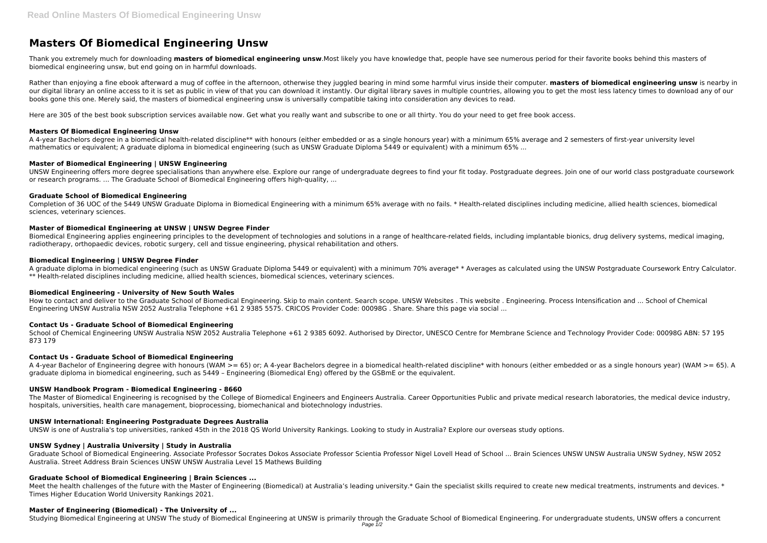# Masters Of Biomedical Engineering Unsw

Thank you extremely much for downloading **masters of biomedical engineering unsw**.Most likely you have knowledge that, people have see numerous period for their favorite books behind this masters of biomedical engineering unsw, but end going on in harmful downloads.

Rather than enjoying a fine ebook afterward a mug of coffee in the afternoon, otherwise they juggled bearing in mind some harmful virus inside their computer. **masters of biomedical engineering unsw** is nearby in our digital library an online access to it is set as public in view of that you can download it instantly. Our digital library saves in multiple countries, allowing you to get the most less latency times to download any of our books gone this one. Merely said, the masters of biomedical engineering unsw is universally compatible taking into consideration any devices to read.

Here are 305 of the best book subscription services available now. Get what you really want and subscribe to one or all thirty. You do your need to get free book access.

### Masters Of Biomedical Engineering Unsw

A 4-year Bachelors degree in a biomedical health-related discipline** with honours (either embedded or as a single honours year) with a minimum 65% average and 2 semesters of first-year university level mathematics or equivalent; A graduate diploma in biomedical engineering (such as UNSW Graduate Diploma 5449 or equivalent) with a minimum 65% ...

### Master of Biomedical Engineering | UNSW Engineering

UNSW Engineering offers more degree specialisations than anywhere else. Explore our range of undergraduate degrees to find your fit today. Postgraduate degrees. Join one of our world class postgraduate coursework or research programs. ... The Graduate School of Biomedical Engineering offers high-quality, ...

### Graduate School of Biomedical Engineering

Completion of 36 UOC of the 5449 UNSW Graduate Diploma in Biomedical Engineering with a minimum 65% average with no fails. * Health-related disciplines including medicine, allied health sciences, biomedical sciences, veterinary sciences.

### Master of Biomedical Engineering at UNSW | UNSW Degree Finder

Biomedical Engineering applies engineering principles to the development of technologies and solutions in a range of healthcare-related fields, including implantable bionics, drug delivery systems, medical imaging, radiotherapy, orthopaedic devices, robotic surgery, cell and tissue engineering, physical rehabilitation and others.

### Biomedical Engineering | UNSW Degree Finder

A graduate diploma in biomedical engineering (such as UNSW Graduate Diploma 5449 or equivalent) with a minimum 70% average* * Averages as calculated using the UNSW Postgraduate Coursework Entry Calculator. ** Health-related disciplines including medicine, allied health sciences, biomedical sciences, veterinary sciences.

### Biomedical Engineering - University of New South Wales

How to contact and deliver to the Graduate School of Biomedical Engineering. Skip to main content. Search scope. UNSW Websites . This website . Engineering. Process Intensification and ... School of Chemical Engineering UNSW Australia NSW 2052 Australia Telephone +61 2 9385 5575. CRICOS Provider Code: 00098G . Share. Share this page via social ...

### Contact Us - Graduate School of Biomedical Engineering

School of Chemical Engineering UNSW Australia NSW 2052 Australia Telephone +61 2 9385 6092. Authorised by Director, UNESCO Centre for Membrane Science and Technology Provider Code: 00098G ABN: 57 195 873 179

### Contact Us - Graduate School of Biomedical Engineering

A 4-year Bachelor of Engineering degree with honours (WAM >= 65) or; A 4-year Bachelors degree in a biomedical health-related discipline* with honours (either embedded or as a single honours year) (WAM >= 65). A graduate diploma in biomedical engineering, such as 5449 – Engineering (Biomedical Eng) offered by the GSBmE or the equivalent.

### UNSW Handbook Program - Biomedical Engineering - 8660

The Master of Biomedical Engineering is recognised by the College of Biomedical Engineers and Engineers Australia. Career Opportunities Public and private medical research laboratories, the medical device industry, hospitals, universities, health care management, bioprocessing, biomechanical and biotechnology industries.

### UNSW International: Engineering Postgraduate Degrees Australia

UNSW is one of Australia's top universities, ranked 45th in the 2018 QS World University Rankings. Looking to study in Australia? Explore our overseas study options.

### UNSW Sydney | Australia University | Study in Australia

Graduate School of Biomedical Engineering. Associate Professor Socrates Dokos Associate Professor Scientia Professor Nigel Lovell Head of School ... Brain Sciences UNSW UNSW Australia UNSW Sydney, NSW 2052 Australia. Street Address Brain Sciences UNSW UNSW Australia Level 15 Mathews Building

### Graduate School of Biomedical Engineering | Brain Sciences ...

Meet the health challenges of the future with the Master of Engineering (Biomedical) at Australia's leading university.* Gain the specialist skills required to create new medical treatments, instruments and devices. * Times Higher Education World University Rankings 2021.

### Master of Engineering (Biomedical) - The University of ...

Studying Biomedical Engineering at UNSW The study of Biomedical Engineering at UNSW is primarily through the Graduate School of Biomedical Engineering. For undergraduate students, UNSW offers a concurrent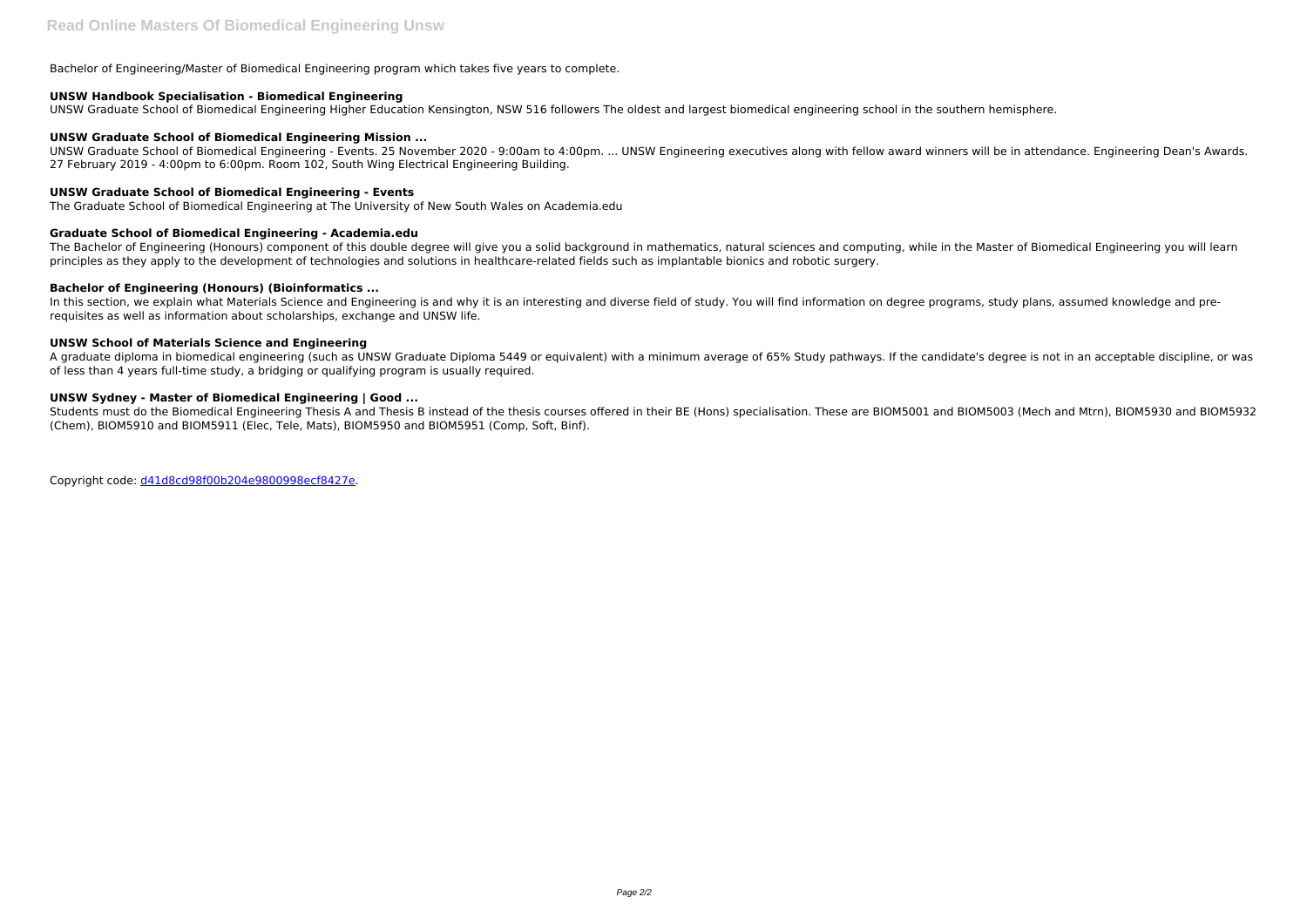Bachelor of Engineering/Master of Biomedical Engineering program which takes five years to complete.

### UNSW Handbook Specialisation - Biomedical Engineering

UNSW Graduate School of Biomedical Engineering Higher Education Kensington, NSW 516 followers The oldest and largest biomedical engineering school in the southern hemisphere.

### UNSW Graduate School of Biomedical Engineering Mission ...

UNSW Graduate School of Biomedical Engineering - Events. 25 November 2020 - 9:00am to 4:00pm. ... UNSW Engineering executives along with fellow award winners will be in attendance. Engineering Dean's Awards. 27 February 2019 - 4:00pm to 6:00pm. Room 102, South Wing Electrical Engineering Building.

### UNSW Graduate School of Biomedical Engineering - Events

The Graduate School of Biomedical Engineering at The University of New South Wales on Academia.edu

### Graduate School of Biomedical Engineering - Academia.edu

The Bachelor of Engineering (Honours) component of this double degree will give you a solid background in mathematics, natural sciences and computing, while in the Master of Biomedical Engineering you will learn principles as they apply to the development of technologies and solutions in healthcare-related fields such as implantable bionics and robotic surgery.

### Bachelor of Engineering (Honours) (Bioinformatics ...

In this section, we explain what Materials Science and Engineering is and why it is an interesting and diverse field of study. You will find information on degree programs, study plans, assumed knowledge and pre-requisites as well as information about scholarships, exchange and UNSW life.

### UNSW School of Materials Science and Engineering

A graduate diploma in biomedical engineering (such as UNSW Graduate Diploma 5449 or equivalent) with a minimum average of 65% Study pathways. If the candidate's degree is not in an acceptable discipline, or was of less than 4 years full-time study, a bridging or qualifying program is usually required.

### UNSW Sydney - Master of Biomedical Engineering | Good ...

Students must do the Biomedical Engineering Thesis A and Thesis B instead of the thesis courses offered in their BE (Hons) specialisation. These are BIOM5001 and BIOM5003 (Mech and Mtrn), BIOM5930 and BIOM5932 (Chem), BIOM5910 and BIOM5911 (Elec, Tele, Mats), BIOM5950 and BIOM5951 (Comp, Soft, Binf).

Copyright code: d41d8cd98f00b204e9800998ecf8427e.